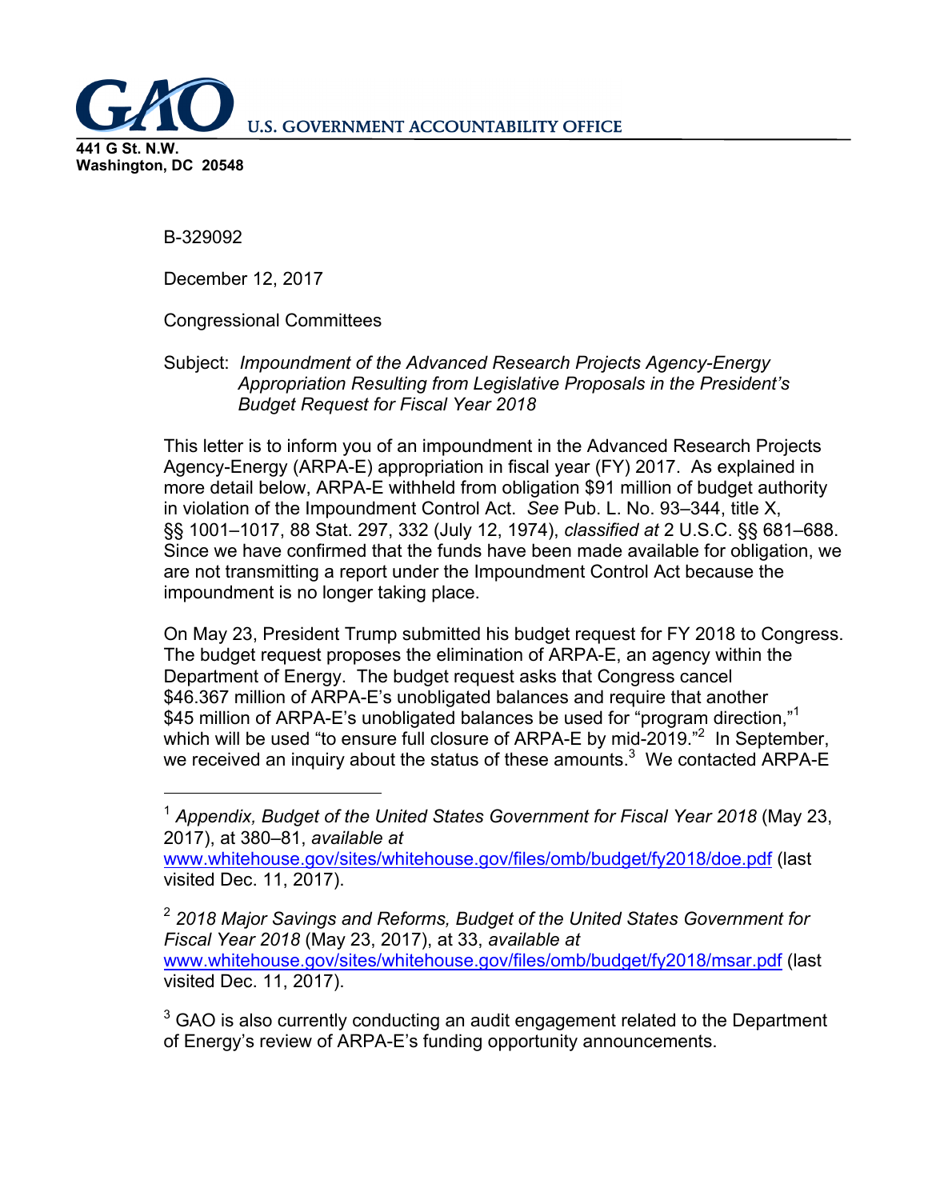**GAO** U.S. GOVERNMENT ACCOUNTABILITY OFFICE

**441 G St. N.W.**
**Washington, DC 20548**

B-329092

December 12, 2017

Congressional Committees

Subject: *Impoundment of the Advanced Research Projects Agency-Energy Appropriation Resulting from Legislative Proposals in the President's Budget Request for Fiscal Year 2018*

This letter is to inform you of an impoundment in the Advanced Research Projects Agency-Energy (ARPA-E) appropriation in fiscal year (FY) 2017. As explained in more detail below, ARPA-E withheld from obligation $91 million of budget authority in violation of the Impoundment Control Act. *See* Pub. L. No. 93–344, title X, §§ 1001–1017, 88 Stat. 297, 332 (July 12, 1974), *classified at* 2 U.S.C. §§ 681–688. Since we have confirmed that the funds have been made available for obligation, we are not transmitting a report under the Impoundment Control Act because the impoundment is no longer taking place.

On May 23, President Trump submitted his budget request for FY 2018 to Congress. The budget request proposes the elimination of ARPA-E, an agency within the Department of Energy. The budget request asks that Congress cancel $46.367 million of ARPA-E's unobligated balances and require that another $45 million of ARPA-E's unobligated balances be used for "program direction,"[1] which will be used "to ensure full closure of ARPA-E by mid-2019."[2] In September, we received an inquiry about the status of these amounts.[3] We contacted ARPA-E

---

[1] *Appendix, Budget of the United States Government for Fiscal Year 2018* (May 23, 2017), at 380–81, *available at* www.whitehouse.gov/sites/whitehouse.gov/files/omb/budget/fy2018/doe.pdf (last visited Dec. 11, 2017).

[2] *2018 Major Savings and Reforms, Budget of the United States Government for Fiscal Year 2018* (May 23, 2017), at 33, *available at* www.whitehouse.gov/sites/whitehouse.gov/files/omb/budget/fy2018/msar.pdf (last visited Dec. 11, 2017).

[3] GAO is also currently conducting an audit engagement related to the Department of Energy's review of ARPA-E's funding opportunity announcements.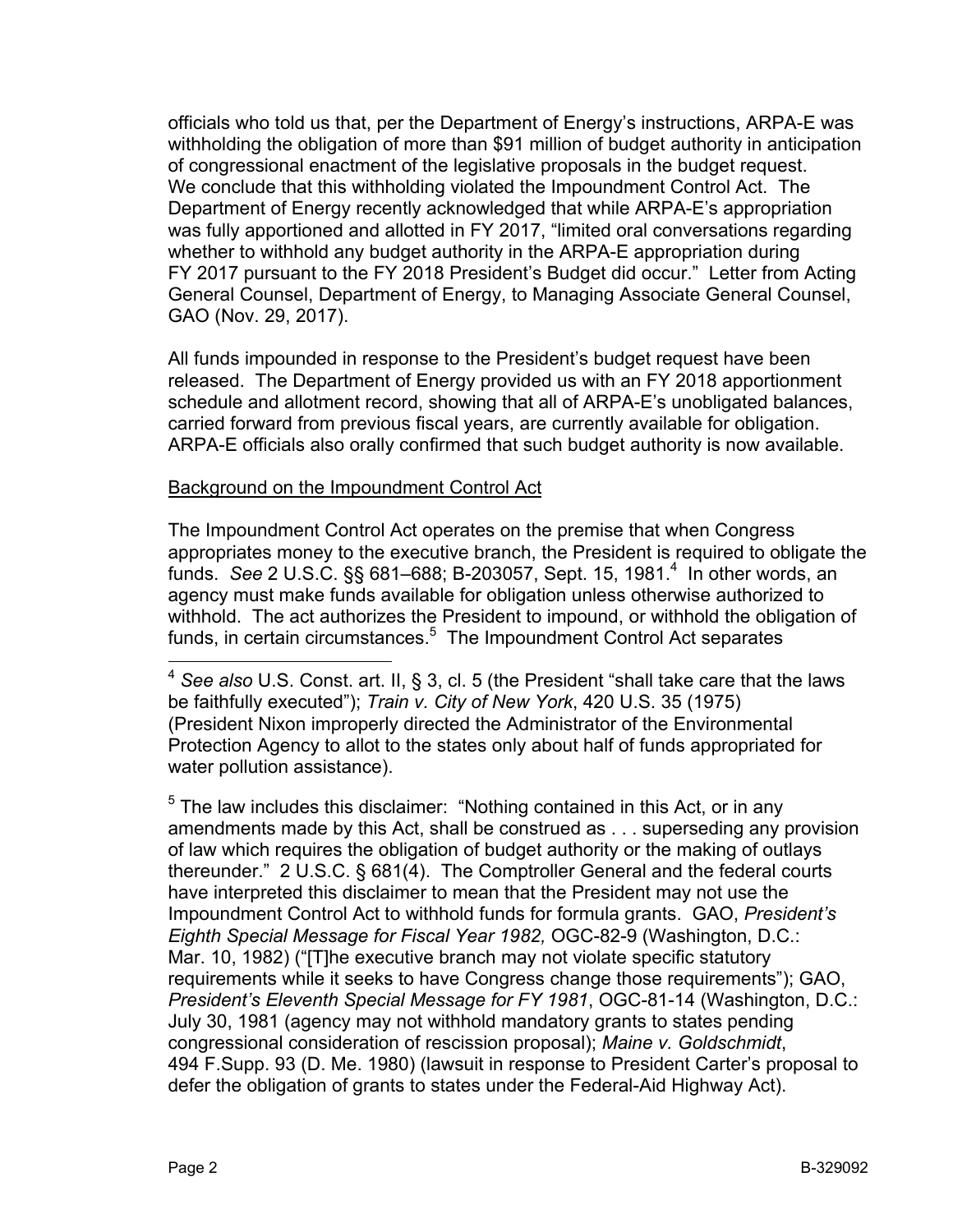officials who told us that, per the Department of Energy's instructions, ARPA-E was withholding the obligation of more than $91 million of budget authority in anticipation of congressional enactment of the legislative proposals in the budget request. We conclude that this withholding violated the Impoundment Control Act. The Department of Energy recently acknowledged that while ARPA-E's appropriation was fully apportioned and allotted in FY 2017, "limited oral conversations regarding whether to withhold any budget authority in the ARPA-E appropriation during FY 2017 pursuant to the FY 2018 President's Budget did occur." Letter from Acting General Counsel, Department of Energy, to Managing Associate General Counsel, GAO (Nov. 29, 2017).

All funds impounded in response to the President's budget request have been released. The Department of Energy provided us with an FY 2018 apportionment schedule and allotment record, showing that all of ARPA-E's unobligated balances, carried forward from previous fiscal years, are currently available for obligation. ARPA-E officials also orally confirmed that such budget authority is now available.

Background on the Impoundment Control Act

The Impoundment Control Act operates on the premise that when Congress appropriates money to the executive branch, the President is required to obligate the funds. *See* 2 U.S.C. §§ 681–688; B-203057, Sept. 15, 1981.[4] In other words, an agency must make funds available for obligation unless otherwise authorized to withhold. The act authorizes the President to impound, or withhold the obligation of funds, in certain circumstances.[5] The Impoundment Control Act separates

---

[4] *See also* U.S. Const. art. II, § 3, cl. 5 (the President "shall take care that the laws be faithfully executed"); *Train v. City of New York*, 420 U.S. 35 (1975) (President Nixon improperly directed the Administrator of the Environmental Protection Agency to allot to the states only about half of funds appropriated for water pollution assistance).

[5] The law includes this disclaimer: "Nothing contained in this Act, or in any amendments made by this Act, shall be construed as . . . superseding any provision of law which requires the obligation of budget authority or the making of outlays thereunder." 2 U.S.C. § 681(4). The Comptroller General and the federal courts have interpreted this disclaimer to mean that the President may not use the Impoundment Control Act to withhold funds for formula grants. GAO, *President's Eighth Special Message for Fiscal Year 1982,* OGC-82-9 (Washington, D.C.: Mar. 10, 1982) ("[T]he executive branch may not violate specific statutory requirements while it seeks to have Congress change those requirements"); GAO, *President's Eleventh Special Message for FY 1981*, OGC-81-14 (Washington, D.C.: July 30, 1981 (agency may not withhold mandatory grants to states pending congressional consideration of rescission proposal); *Maine v. Goldschmidt*, 494 F.Supp. 93 (D. Me. 1980) (lawsuit in response to President Carter's proposal to defer the obligation of grants to states under the Federal-Aid Highway Act).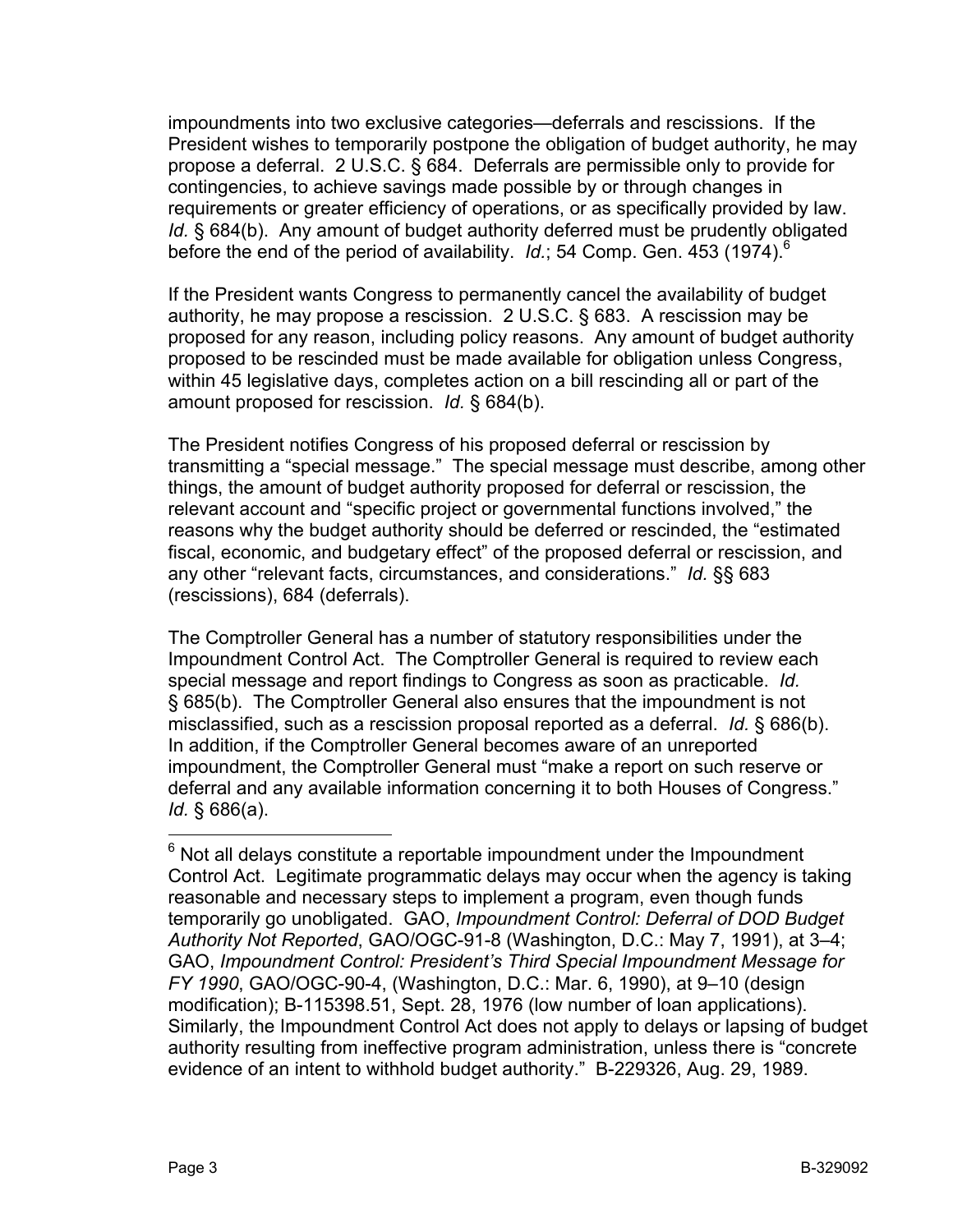impoundments into two exclusive categories—deferrals and rescissions. If the President wishes to temporarily postpone the obligation of budget authority, he may propose a deferral. 2 U.S.C. § 684. Deferrals are permissible only to provide for contingencies, to achieve savings made possible by or through changes in requirements or greater efficiency of operations, or as specifically provided by law. *Id.* § 684(b). Any amount of budget authority deferred must be prudently obligated before the end of the period of availability. *Id.*; 54 Comp. Gen. 453 (1974).[6]

If the President wants Congress to permanently cancel the availability of budget authority, he may propose a rescission. 2 U.S.C. § 683. A rescission may be proposed for any reason, including policy reasons. Any amount of budget authority proposed to be rescinded must be made available for obligation unless Congress, within 45 legislative days, completes action on a bill rescinding all or part of the amount proposed for rescission. *Id.* § 684(b).

The President notifies Congress of his proposed deferral or rescission by transmitting a "special message." The special message must describe, among other things, the amount of budget authority proposed for deferral or rescission, the relevant account and "specific project or governmental functions involved," the reasons why the budget authority should be deferred or rescinded, the "estimated fiscal, economic, and budgetary effect" of the proposed deferral or rescission, and any other "relevant facts, circumstances, and considerations." *Id.* §§ 683 (rescissions), 684 (deferrals).

The Comptroller General has a number of statutory responsibilities under the Impoundment Control Act. The Comptroller General is required to review each special message and report findings to Congress as soon as practicable. *Id.* § 685(b). The Comptroller General also ensures that the impoundment is not misclassified, such as a rescission proposal reported as a deferral. *Id.* § 686(b). In addition, if the Comptroller General becomes aware of an unreported impoundment, the Comptroller General must "make a report on such reserve or deferral and any available information concerning it to both Houses of Congress." *Id.* § 686(a).

[6] Not all delays constitute a reportable impoundment under the Impoundment Control Act. Legitimate programmatic delays may occur when the agency is taking reasonable and necessary steps to implement a program, even though funds temporarily go unobligated. GAO, *Impoundment Control: Deferral of DOD Budget Authority Not Reported*, GAO/OGC-91-8 (Washington, D.C.: May 7, 1991), at 3–4; GAO, *Impoundment Control: President's Third Special Impoundment Message for FY 1990*, GAO/OGC-90-4, (Washington, D.C.: Mar. 6, 1990), at 9–10 (design modification); B-115398.51, Sept. 28, 1976 (low number of loan applications). Similarly, the Impoundment Control Act does not apply to delays or lapsing of budget authority resulting from ineffective program administration, unless there is "concrete evidence of an intent to withhold budget authority." B-229326, Aug. 29, 1989.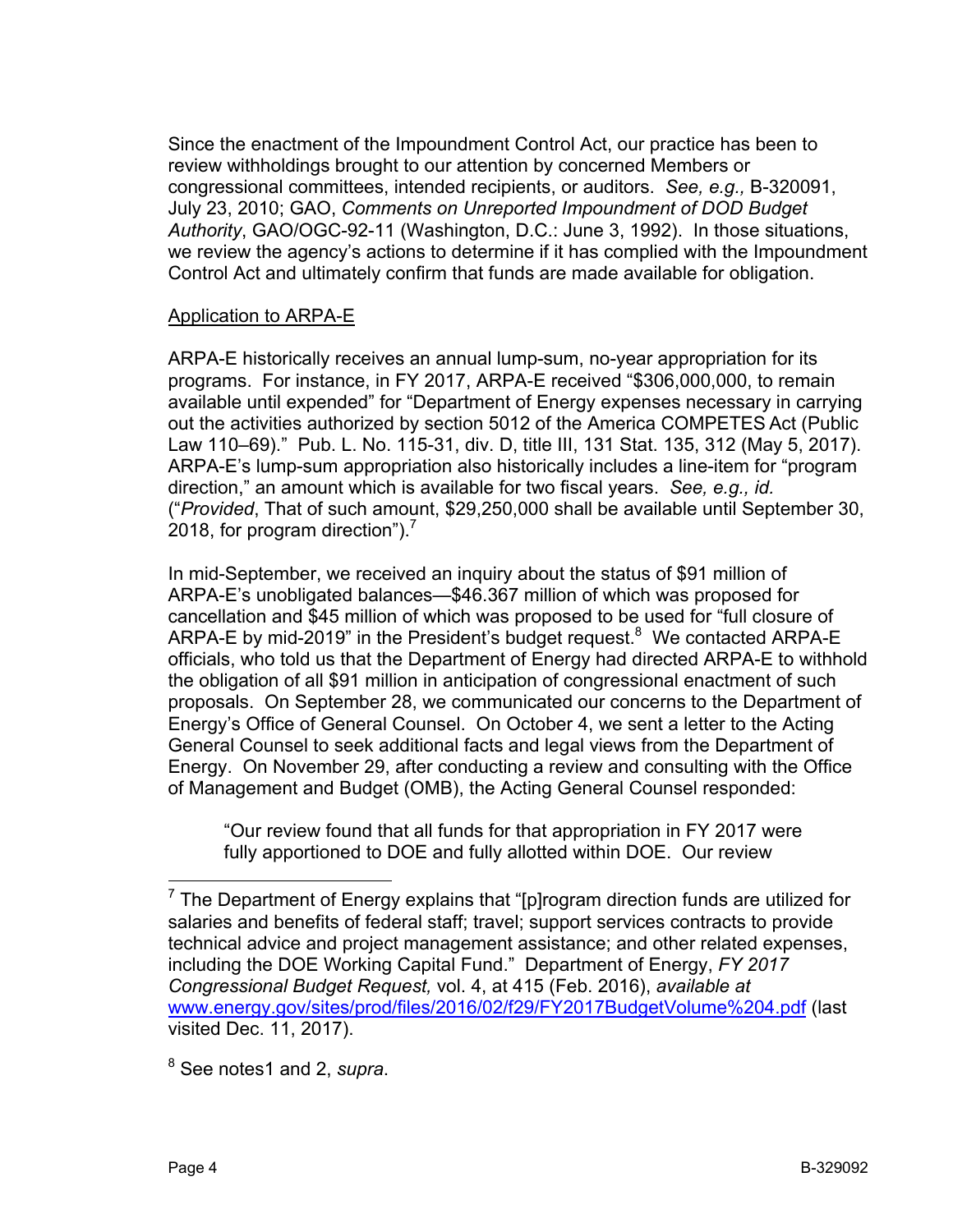Since the enactment of the Impoundment Control Act, our practice has been to review withholdings brought to our attention by concerned Members or congressional committees, intended recipients, or auditors. *See, e.g.,* B-320091, July 23, 2010; GAO, *Comments on Unreported Impoundment of DOD Budget Authority*, GAO/OGC-92-11 (Washington, D.C.: June 3, 1992). In those situations, we review the agency's actions to determine if it has complied with the Impoundment Control Act and ultimately confirm that funds are made available for obligation.

Application to ARPA-E

ARPA-E historically receives an annual lump-sum, no-year appropriation for its programs. For instance, in FY 2017, ARPA-E received "$306,000,000, to remain available until expended" for "Department of Energy expenses necessary in carrying out the activities authorized by section 5012 of the America COMPETES Act (Public Law 110–69)." Pub. L. No. 115-31, div. D, title III, 131 Stat. 135, 312 (May 5, 2017). ARPA-E's lump-sum appropriation also historically includes a line-item for "program direction," an amount which is available for two fiscal years. *See, e.g., id.* ("*Provided*, That of such amount, $29,250,000 shall be available until September 30, 2018, for program direction").[7]

In mid-September, we received an inquiry about the status of $91 million of ARPA-E's unobligated balances—$46.367 million of which was proposed for cancellation and $45 million of which was proposed to be used for "full closure of ARPA-E by mid-2019" in the President's budget request.[8] We contacted ARPA-E officials, who told us that the Department of Energy had directed ARPA-E to withhold the obligation of all $91 million in anticipation of congressional enactment of such proposals. On September 28, we communicated our concerns to the Department of Energy's Office of General Counsel. On October 4, we sent a letter to the Acting General Counsel to seek additional facts and legal views from the Department of Energy. On November 29, after conducting a review and consulting with the Office of Management and Budget (OMB), the Acting General Counsel responded:

> "Our review found that all funds for that appropriation in FY 2017 were fully apportioned to DOE and fully allotted within DOE. Our review

---

[7] The Department of Energy explains that "[p]rogram direction funds are utilized for salaries and benefits of federal staff; travel; support services contracts to provide technical advice and project management assistance; and other related expenses, including the DOE Working Capital Fund." Department of Energy, *FY 2017 Congressional Budget Request,* vol. 4, at 415 (Feb. 2016), *available at* www.energy.gov/sites/prod/files/2016/02/f29/FY2017BudgetVolume%204.pdf (last visited Dec. 11, 2017).

[8] See notes1 and 2, *supra*.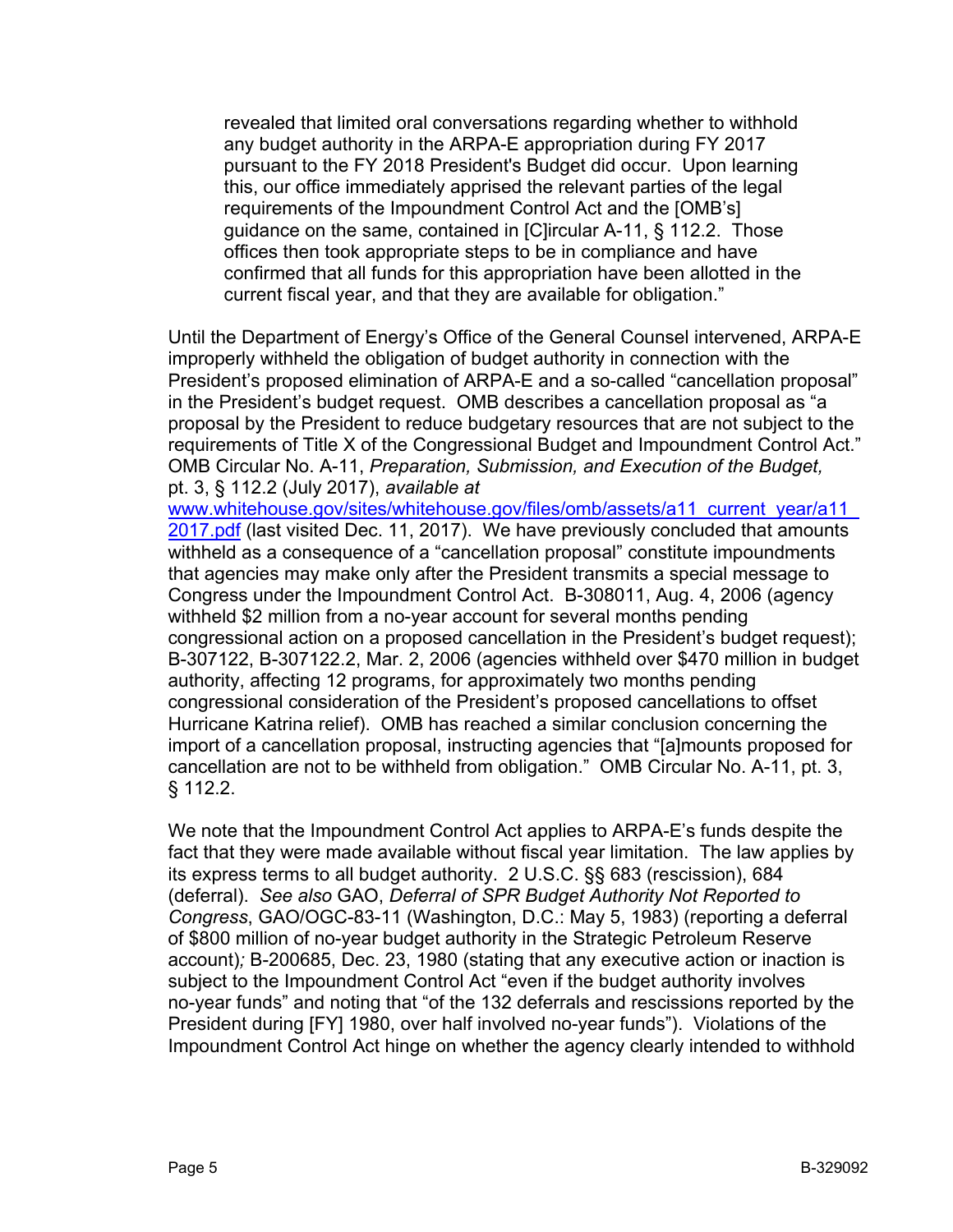> revealed that limited oral conversations regarding whether to withhold any budget authority in the ARPA-E appropriation during FY 2017 pursuant to the FY 2018 President's Budget did occur. Upon learning this, our office immediately apprised the relevant parties of the legal requirements of the Impoundment Control Act and the [OMB's] guidance on the same, contained in [C]ircular A-11, § 112.2. Those offices then took appropriate steps to be in compliance and have confirmed that all funds for this appropriation have been allotted in the current fiscal year, and that they are available for obligation."

Until the Department of Energy's Office of the General Counsel intervened, ARPA-E improperly withheld the obligation of budget authority in connection with the President's proposed elimination of ARPA-E and a so-called "cancellation proposal" in the President's budget request. OMB describes a cancellation proposal as "a proposal by the President to reduce budgetary resources that are not subject to the requirements of Title X of the Congressional Budget and Impoundment Control Act." OMB Circular No. A-11, *Preparation, Submission, and Execution of the Budget,* pt. 3, § 112.2 (July 2017), *available at* www.whitehouse.gov/sites/whitehouse.gov/files/omb/assets/a11_current_year/a11_2017.pdf (last visited Dec. 11, 2017). We have previously concluded that amounts withheld as a consequence of a "cancellation proposal" constitute impoundments that agencies may make only after the President transmits a special message to Congress under the Impoundment Control Act. B-308011, Aug. 4, 2006 (agency withheld $2 million from a no-year account for several months pending congressional action on a proposed cancellation in the President's budget request); B-307122, B-307122.2, Mar. 2, 2006 (agencies withheld over $470 million in budget authority, affecting 12 programs, for approximately two months pending congressional consideration of the President's proposed cancellations to offset Hurricane Katrina relief). OMB has reached a similar conclusion concerning the import of a cancellation proposal, instructing agencies that "[a]mounts proposed for cancellation are not to be withheld from obligation." OMB Circular No. A-11, pt. 3, § 112.2.

We note that the Impoundment Control Act applies to ARPA-E's funds despite the fact that they were made available without fiscal year limitation. The law applies by its express terms to all budget authority. 2 U.S.C. §§ 683 (rescission), 684 (deferral). *See also* GAO, *Deferral of SPR Budget Authority Not Reported to Congress*, GAO/OGC-83-11 (Washington, D.C.: May 5, 1983) (reporting a deferral of $800 million of no-year budget authority in the Strategic Petroleum Reserve account)*;* B-200685, Dec. 23, 1980 (stating that any executive action or inaction is subject to the Impoundment Control Act "even if the budget authority involves no-year funds" and noting that "of the 132 deferrals and rescissions reported by the President during [FY] 1980, over half involved no-year funds"). Violations of the Impoundment Control Act hinge on whether the agency clearly intended to withhold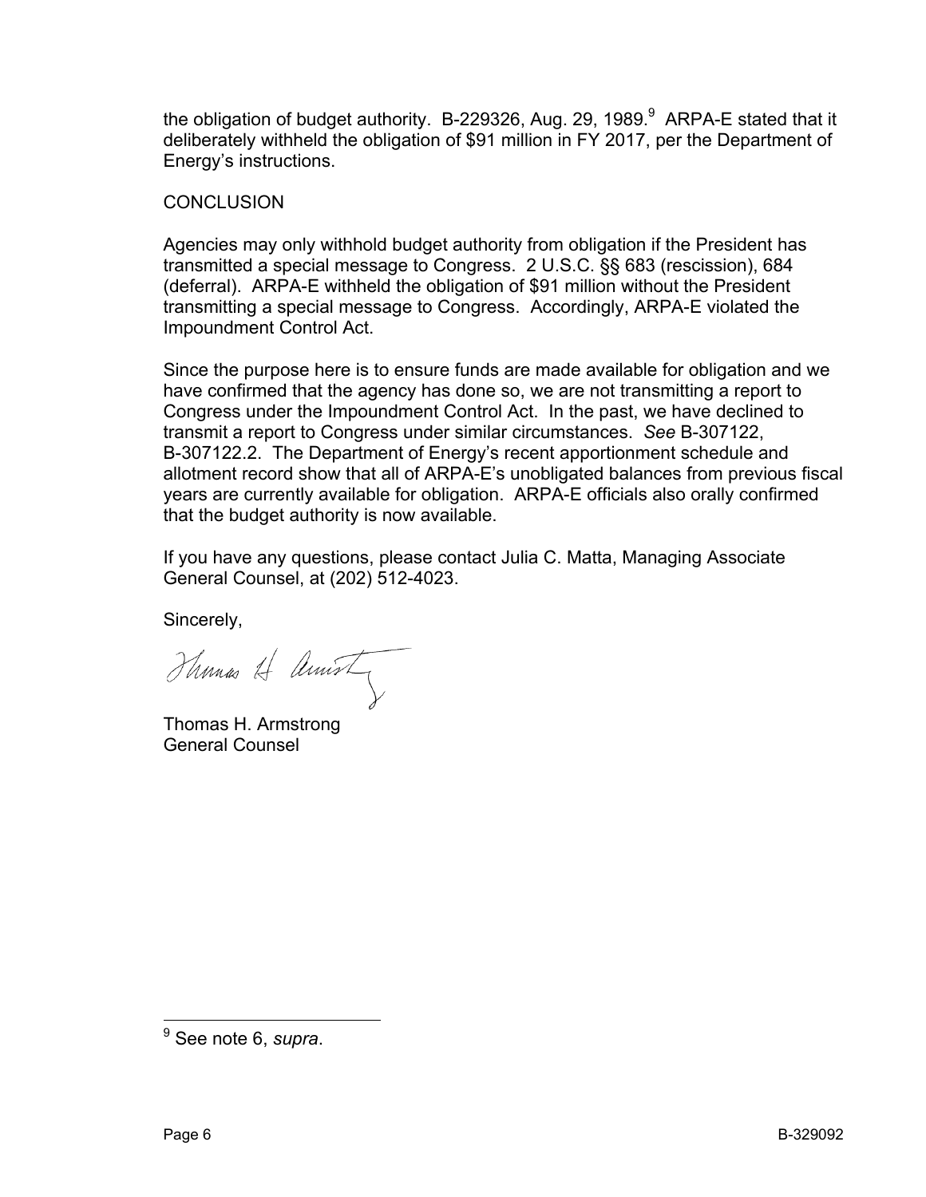the obligation of budget authority. B-229326, Aug. 29, 1989.[9] ARPA-E stated that it deliberately withheld the obligation of $91 million in FY 2017, per the Department of Energy's instructions.

## CONCLUSION

Agencies may only withhold budget authority from obligation if the President has transmitted a special message to Congress. 2 U.S.C. §§ 683 (rescission), 684 (deferral). ARPA-E withheld the obligation of $91 million without the President transmitting a special message to Congress. Accordingly, ARPA-E violated the Impoundment Control Act.

Since the purpose here is to ensure funds are made available for obligation and we have confirmed that the agency has done so, we are not transmitting a report to Congress under the Impoundment Control Act. In the past, we have declined to transmit a report to Congress under similar circumstances. *See* B-307122, B-307122.2. The Department of Energy's recent apportionment schedule and allotment record show that all of ARPA-E's unobligated balances from previous fiscal years are currently available for obligation. ARPA-E officials also orally confirmed that the budget authority is now available.

If you have any questions, please contact Julia C. Matta, Managing Associate General Counsel, at (202) 512-4023.

Sincerely,

Thomas H. Armstrong
General Counsel

---

[9] See note 6, *supra*.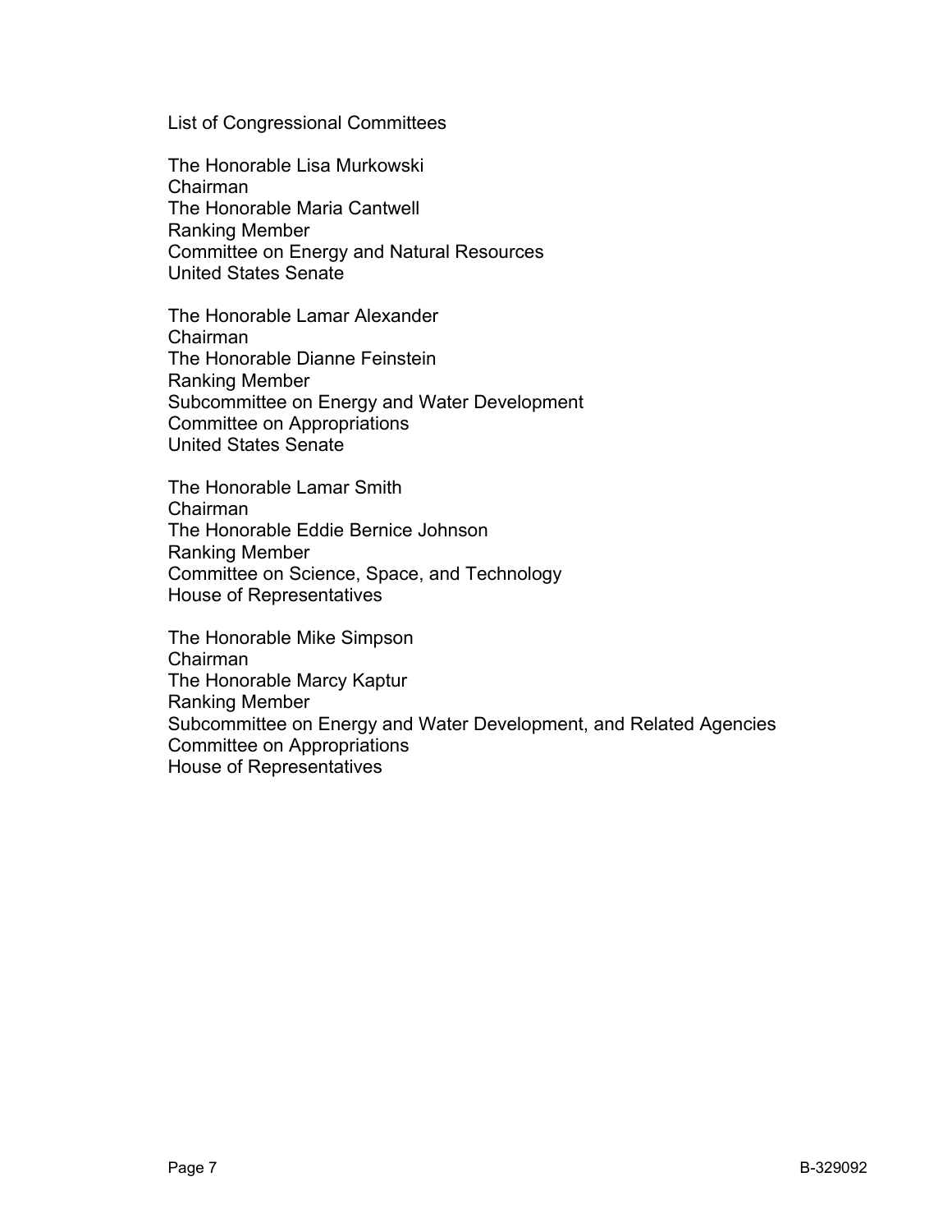List of Congressional Committees

The Honorable Lisa Murkowski
Chairman
The Honorable Maria Cantwell
Ranking Member
Committee on Energy and Natural Resources
United States Senate

The Honorable Lamar Alexander
Chairman
The Honorable Dianne Feinstein
Ranking Member
Subcommittee on Energy and Water Development
Committee on Appropriations
United States Senate

The Honorable Lamar Smith
Chairman
The Honorable Eddie Bernice Johnson
Ranking Member
Committee on Science, Space, and Technology
House of Representatives

The Honorable Mike Simpson
Chairman
The Honorable Marcy Kaptur
Ranking Member
Subcommittee on Energy and Water Development, and Related Agencies
Committee on Appropriations
House of Representatives